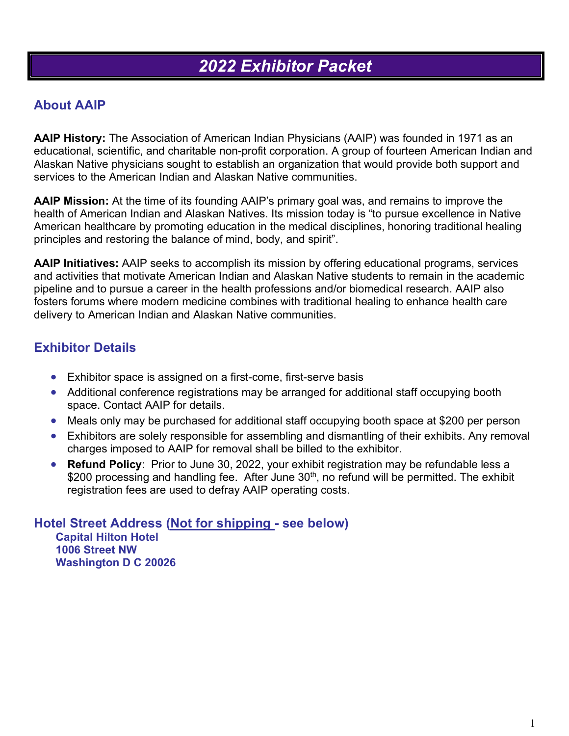# 2022 Exhibitor Packet

## About AAIP

**AAIP History:** The Association of American Indian Physicians (AAIP) was founded in 1971 as an educational, scientific, and charitable non-profit corporation. A group of fourteen American Indian and Alaskan Native physicians sought to establish an organization that would provide both support and services to the American Indian and Alaskan Native communities.

**AAIP Mission:** At the time of its founding AAIP's primary goal was, and remains to improve the health of American Indian and Alaskan Natives. Its mission today is "to pursue excellence in Native American healthcare by promoting education in the medical disciplines, honoring traditional healing principles and restoring the balance of mind, body, and spirit".

**AAIP Initiatives:** AAIP seeks to accomplish its mission by offering educational programs, services and activities that motivate American Indian and Alaskan Native students to remain in the academic pipeline and to pursue a career in the health professions and/or biomedical research. AAIP also fosters forums where modern medicine combines with traditional healing to enhance health care delivery to American Indian and Alaskan Native communities.

## Exhibitor Details

- Exhibitor space is assigned on a first-come, first-serve basis
- Additional conference registrations may be arranged for additional staff occupying booth space. Contact AAIP for details.
- Meals only may be purchased for additional staff occupying booth space at $200 per person
- Exhibitors are solely responsible for assembling and dismantling of their exhibits. Any removal charges imposed to AAIP for removal shall be billed to the exhibitor.
- **Refund Policy**: Prior to June 30, 2022, your exhibit registration may be refundable less a $200 processing and handling fee. After June 30th, no refund will be permitted. The exhibit registration fees are used to defray AAIP operating costs.

## Hotel Street Address (Not for shipping - see below)

**Capital Hilton Hotel**
**1006 Street NW**
**Washington D C 20026**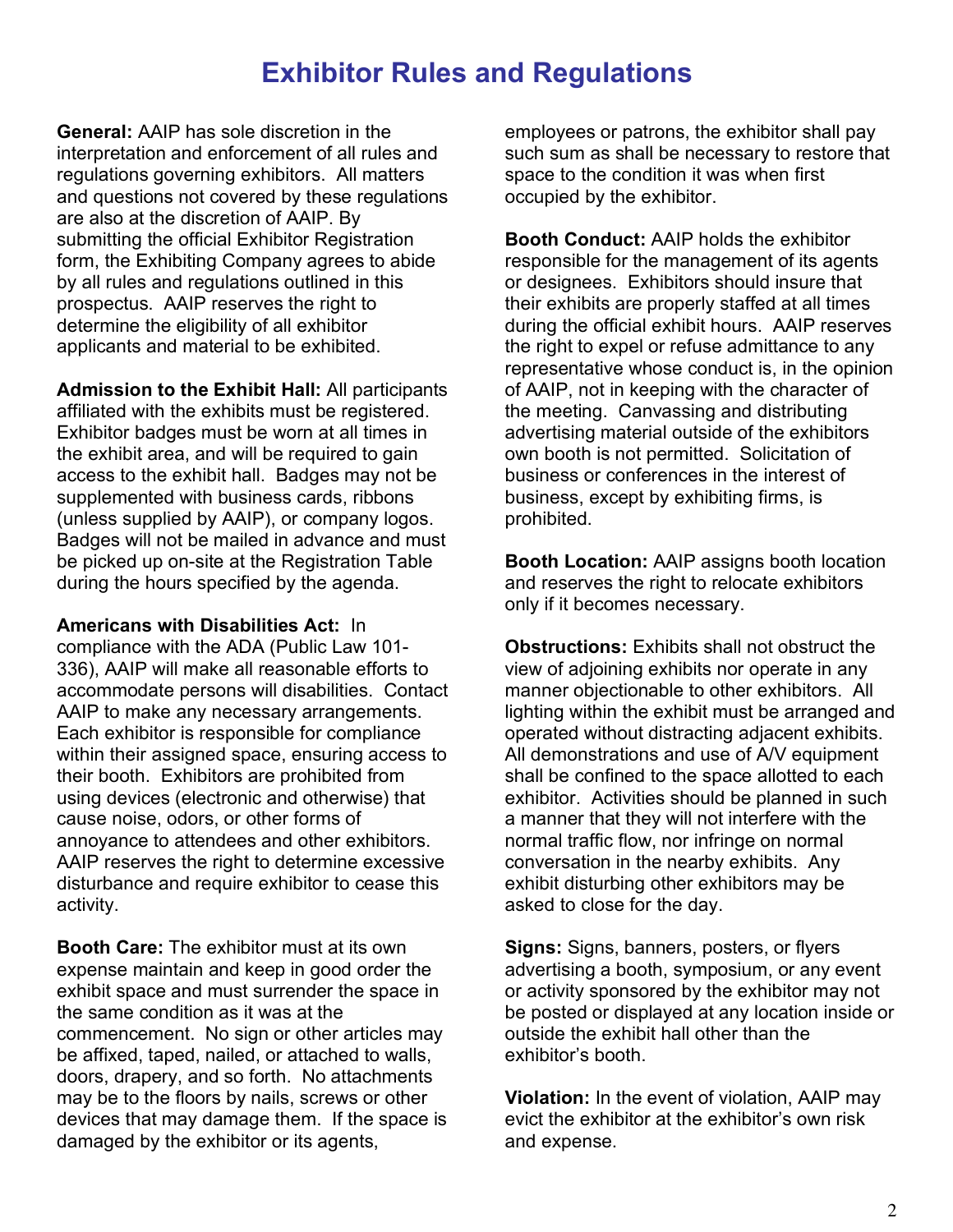# Exhibitor Rules and Regulations

**General:** AAIP has sole discretion in the interpretation and enforcement of all rules and regulations governing exhibitors. All matters and questions not covered by these regulations are also at the discretion of AAIP. By submitting the official Exhibitor Registration form, the Exhibiting Company agrees to abide by all rules and regulations outlined in this prospectus. AAIP reserves the right to determine the eligibility of all exhibitor applicants and material to be exhibited.

**Admission to the Exhibit Hall:** All participants affiliated with the exhibits must be registered. Exhibitor badges must be worn at all times in the exhibit area, and will be required to gain access to the exhibit hall. Badges may not be supplemented with business cards, ribbons (unless supplied by AAIP), or company logos. Badges will not be mailed in advance and must be picked up on-site at the Registration Table during the hours specified by the agenda.

**Americans with Disabilities Act:** In compliance with the ADA (Public Law 101-336), AAIP will make all reasonable efforts to accommodate persons will disabilities. Contact AAIP to make any necessary arrangements. Each exhibitor is responsible for compliance within their assigned space, ensuring access to their booth. Exhibitors are prohibited from using devices (electronic and otherwise) that cause noise, odors, or other forms of annoyance to attendees and other exhibitors. AAIP reserves the right to determine excessive disturbance and require exhibitor to cease this activity.

**Booth Care:** The exhibitor must at its own expense maintain and keep in good order the exhibit space and must surrender the space in the same condition as it was at the commencement. No sign or other articles may be affixed, taped, nailed, or attached to walls, doors, drapery, and so forth. No attachments may be to the floors by nails, screws or other devices that may damage them. If the space is damaged by the exhibitor or its agents, employees or patrons, the exhibitor shall pay such sum as shall be necessary to restore that space to the condition it was when first occupied by the exhibitor.

**Booth Conduct:** AAIP holds the exhibitor responsible for the management of its agents or designees. Exhibitors should insure that their exhibits are properly staffed at all times during the official exhibit hours. AAIP reserves the right to expel or refuse admittance to any representative whose conduct is, in the opinion of AAIP, not in keeping with the character of the meeting. Canvassing and distributing advertising material outside of the exhibitors own booth is not permitted. Solicitation of business or conferences in the interest of business, except by exhibiting firms, is prohibited.

**Booth Location:** AAIP assigns booth location and reserves the right to relocate exhibitors only if it becomes necessary.

**Obstructions:** Exhibits shall not obstruct the view of adjoining exhibits nor operate in any manner objectionable to other exhibitors. All lighting within the exhibit must be arranged and operated without distracting adjacent exhibits. All demonstrations and use of A/V equipment shall be confined to the space allotted to each exhibitor. Activities should be planned in such a manner that they will not interfere with the normal traffic flow, nor infringe on normal conversation in the nearby exhibits. Any exhibit disturbing other exhibitors may be asked to close for the day.

**Signs:** Signs, banners, posters, or flyers advertising a booth, symposium, or any event or activity sponsored by the exhibitor may not be posted or displayed at any location inside or outside the exhibit hall other than the exhibitor's booth.

**Violation:** In the event of violation, AAIP may evict the exhibitor at the exhibitor's own risk and expense.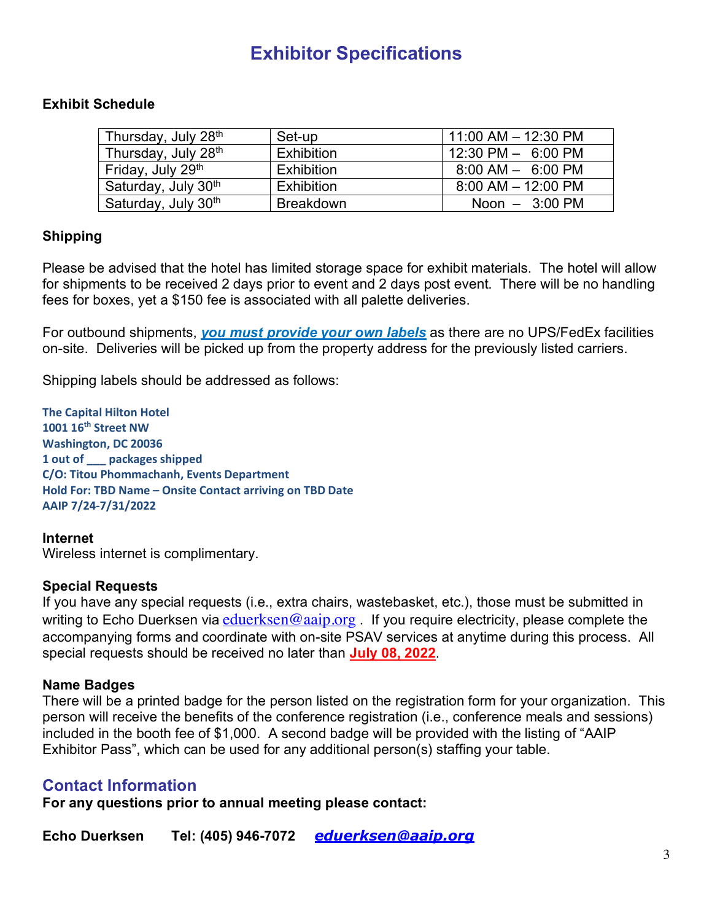# Exhibitor Specifications

**Exhibit Schedule**

| | | |
|---|---|---|
| Thursday, July 28th | Set-up | 11:00 AM – 12:30 PM |
| Thursday, July 28th | Exhibition | 12:30 PM – 6:00 PM |
| Friday, July 29th | Exhibition | 8:00 AM – 6:00 PM |
| Saturday, July 30th | Exhibition | 8:00 AM – 12:00 PM |
| Saturday, July 30th | Breakdown | Noon – 3:00 PM |

**Shipping**

Please be advised that the hotel has limited storage space for exhibit materials. The hotel will allow for shipments to be received 2 days prior to event and 2 days post event. There will be no handling fees for boxes, yet a $150 fee is associated with all palette deliveries.

For outbound shipments, ***you must provide your own labels*** as there are no UPS/FedEx facilities on-site. Deliveries will be picked up from the property address for the previously listed carriers.

Shipping labels should be addressed as follows:

**The Capital Hilton Hotel**
**1001 16th Street NW**
**Washington, DC 20036**
**1 out of ___ packages shipped**
**C/O: Titou Phommachanh, Events Department**
**Hold For: TBD Name – Onsite Contact arriving on TBD Date**
**AAIP 7/24-7/31/2022**

**Internet**
Wireless internet is complimentary.

**Special Requests**
If you have any special requests (i.e., extra chairs, wastebasket, etc.), those must be submitted in writing to Echo Duerksen via eduerksen@aaip.org . If you require electricity, please complete the accompanying forms and coordinate with on-site PSAV services at anytime during this process. All special requests should be received no later than **July 08, 2022**.

**Name Badges**
There will be a printed badge for the person listed on the registration form for your organization. This person will receive the benefits of the conference registration (i.e., conference meals and sessions) included in the booth fee of $1,000. A second badge will be provided with the listing of "AAIP Exhibitor Pass", which can be used for any additional person(s) staffing your table.

## Contact Information

**For any questions prior to annual meeting please contact:**

**Echo Duerksen Tel: (405) 946-7072 *eduerksen@aaip.org***